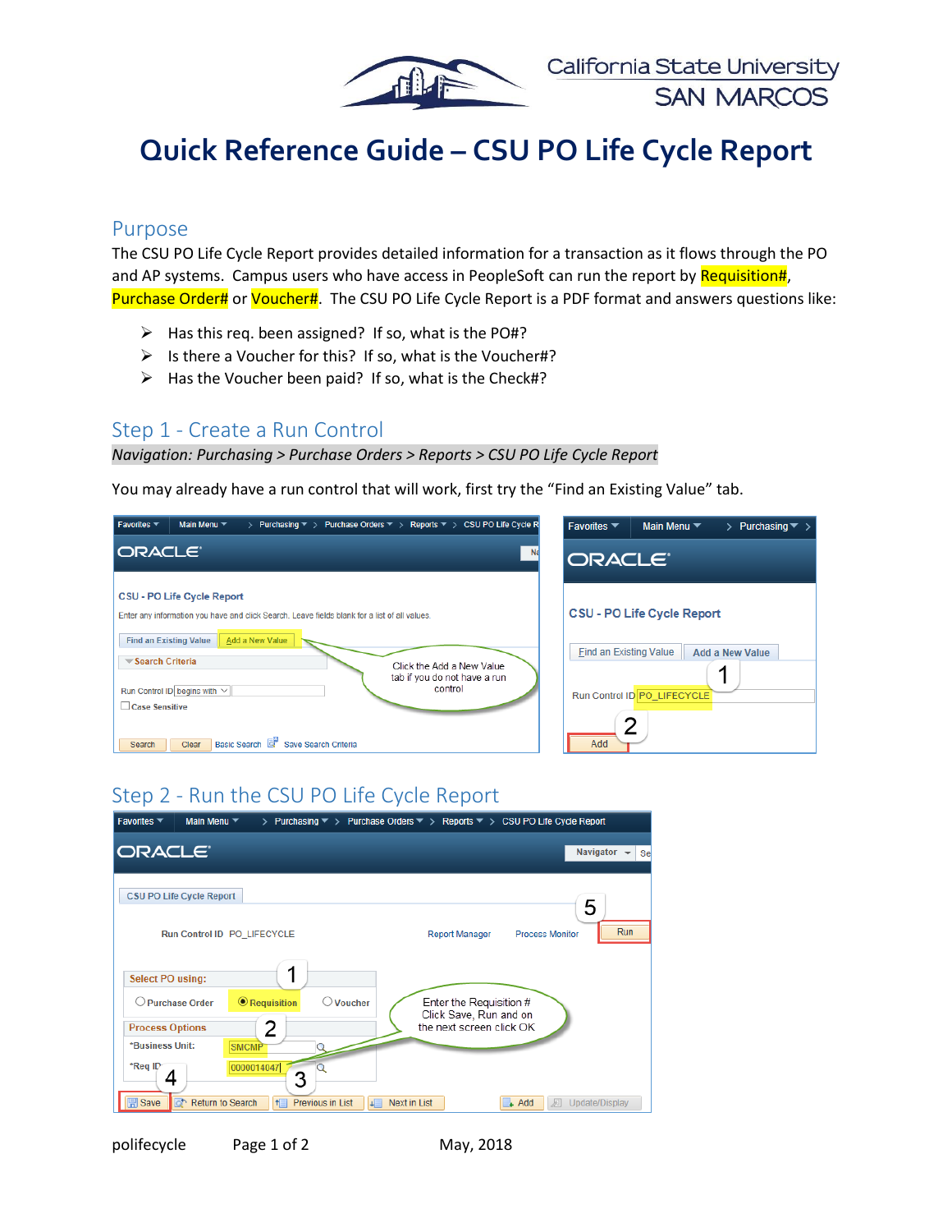# Quick Reference Guide – CSU PO Life Cycle Report

## Purpose

The CSU PO Life Cycle Report provides detailed information for a transaction as it flows through the PO and AP systems. Campus users who have access in PeopleSoft can run the report by Requisition#, Purchase Order# or Voucher#. The CSU PO Life Cycle Report is a PDF format and answers questions like:

- Has this req. been assigned? If so, what is the PO#?
- Is there a Voucher for this? If so, what is the Voucher#?
- Has the Voucher been paid? If so, what is the Check#?

## Step 1 - Create a Run Control

*Navigation: Purchasing > Purchase Orders > Reports > CSU PO Life Cycle Report*

You may already have a run control that will work, first try the "Find an Existing Value" tab.

Click the Add a New Value tab if you do not have a run control

## Step 2 - Run the CSU PO Life Cycle Report

Enter the Requisition # Click Save, Run and on the next screen click OK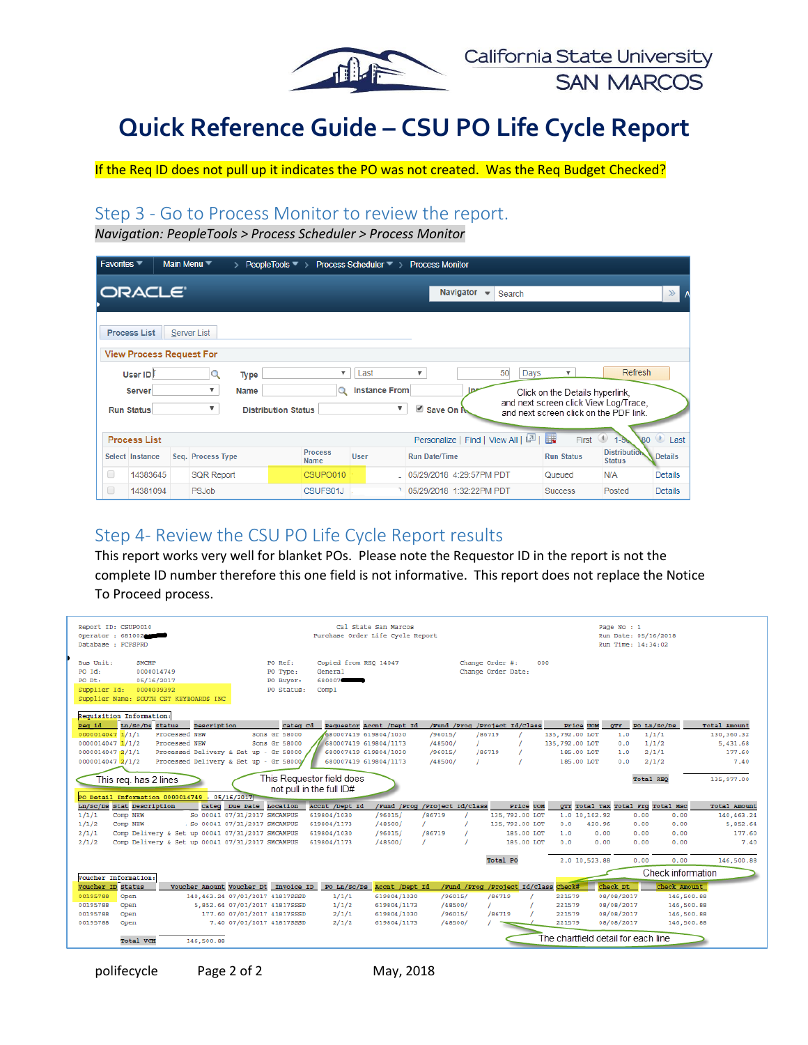# Quick Reference Guide – CSU PO Life Cycle Report

If the Req ID does not pull up it indicates the PO was not created. Was the Req Budget Checked?

## Step 3 - Go to Process Monitor to review the report.

*Navigation: PeopleTools > Process Scheduler > Process Monitor*

Favorites | Main Menu | PeopleTools | Process Scheduler | Process Monitor

Process List | Server List

View Process Request For

User ID | Type | Last | 50 | Days | Refresh

Server | Name | Instance From

Run Status | Distribution Status | Save On Refresh

Click on the Details hyperlink, and next screen click View Log/Trace, and next screen click on the PDF link.

Process List

| Select | Instance | Seq. | Process Type | Process Name | User | Run Date/Time | Run Status | Distribution Status | Details |
|---|---|---|---|---|---|---|---|---|---|
| | 14383645 | | SQR Report | CSUPO010 | | 05/29/2018 4:29:57PM PDT | Queued | N/A | Details |
| | 14381094 | | PSJob | CSUFS01J | | 05/29/2018 1:32:22PM PDT | Success | Posted | Details |

## Step 4- Review the CSU PO Life Cycle Report results

This report works very well for blanket POs. Please note the Requestor ID in the report is not the complete ID number therefore this one field is not informative. This report does not replace the Notice To Proceed process.

Report ID: CSUPO010 — Cal State San Marcos — Purchase Order Life Cycle Report — Page No : 1
Operator : 681002 — Run Date: 05/16/2018
Database : FCFSPRD — Run Time: 14:34:02

Bus Unit: SMCMP — PO Ref: Copied from REQ 14047 — Change Order #: 000
PO Id: 0000014749 — PO Type: General — Change Order Date:
PO Dt: 05/16/2017 — PO Buyer: 680007
Supplier Id: 0000009392 — PO Status: Compl
Supplier Name: SOUTH CST KEYBOARDS INC

Requisition Information:

| Req id | Ln/Sc/Ds | Status | Description | Categ Cd | Requestor | Accnt /Dept Id | /Fund /Prog /Project Id/Class | Price | UOM | QTY | PO Ln/Sc/Ds | Total Amount |
|---|---|---|---|---|---|---|---|---|---|---|---|---|
| 0000014047 | 1/1/1 | Processed | NEW | Scns Gr 58000 | 680007419 | 619804/1030 | /96015/ /86719 / | 135,792.00 | LOT | 1.0 | 1/1/1 | 130,360.32 |
| 0000014047 | 1/1/2 | Processed | NEW | Scns Gr 58000 | 680007419 | 619804/1173 | /48500/ / / | 135,792.00 | LOT | 0.0 | 1/1/2 | 5,431.68 |
| 0000014047 | 2/1/1 | Processed | Delivery & Set up | Gr 58000 | 680007419 | 619804/1030 | /96015/ /86719 / | 185.00 | LOT | 1.0 | 2/1/1 | 177.60 |
| 0000014047 | 2/1/2 | Processed | Delivery & Set up | Gr 58000 | 680007419 | 619804/1173 | /48500/ / / | 185.00 | LOT | 0.0 | 2/1/2 | 7.40 |
| | | | | | | | | | | | Total REQ | 135,977.00 |

This req. has 2 lines

This Requestor field does not pull in the full ID#

PO Detail Information 0000014749 - 05/16/2017

| Ln/Sc/Ds | Stat | Description | Categ | Due Date | Location | Accnt /Dept Id | /Fund /Prog /Project Id/Class | Price | UOM | QTY | Total Tax | Total Frg | Total Msc | Total Amount |
|---|---|---|---|---|---|---|---|---|---|---|---|---|---|---|
| 1/1/1 | Comp | NEW | So 00041 | 07/31/2017 | SMCAMPUS | 619804/1030 | /96015/ /86719 / | 135,792.00 | LOT | 1.0 | 10,102.92 | 0.00 | 0.00 | 140,463.24 |
| 1/1/2 | Comp | NEW | So 00041 | 07/31/2017 | SMCAMPUS | 619804/1173 | /48500/ / / | 135,792.00 | LOT | 0.0 | 420.96 | 0.00 | 0.00 | 5,852.64 |
| 2/1/1 | Comp | Delivery & Set up | So 00041 | 07/31/2017 | SMCAMPUS | 619804/1030 | /96015/ /86719 / | 185.00 | LOT | 1.0 | 0.00 | 0.00 | 0.00 | 177.60 |
| 2/1/2 | Comp | Delivery & Set up | So 00041 | 07/31/2017 | SMCAMPUS | 619804/1173 | /48500/ / / | 185.00 | LOT | 0.0 | 0.00 | 0.00 | 0.00 | 7.40 |
| | | | | | | | | Total PO | | 2.0 | 10,523.88 | 0.00 | 0.00 | 146,500.88 |

Check information

Voucher Information:

| Voucher ID | Status | Voucher Amount | Voucher Dt | Invoice ID | PO Ln/Sc/Ds | Accnt /Dept Id | /Fund /Prog /Project Id/Class | Check# | Check Dt | Check Amount |
|---|---|---|---|---|---|---|---|---|---|---|
| 00195788 | Open | 140,463.24 | 07/01/2017 | 41817SSSD | 1/1/1 | 619804/1030 | /96015/ /86719 / | 221579 | 08/08/2017 | 146,500.88 |
| 00195788 | Open | 5,852.64 | 07/01/2017 | 41817SSSD | 1/1/2 | 619804/1173 | /48500/ / / | 221579 | 08/08/2017 | 146,500.88 |
| 00195788 | Open | 177.60 | 07/01/2017 | 41817SSSD | 2/1/1 | 619804/1030 | /96015/ /86719 / | 221579 | 08/08/2017 | 146,500.88 |
| 00195788 | Open | 7.40 | 07/01/2017 | 41817SSSD | 2/1/2 | 619804/1173 | /48500/ / / | 221579 | 08/08/2017 | 146,500.88 |
| Total VCH | | 146,500.88 | | | | | | | | |

The chartfield detail for each line

polifecycle — May, 2018